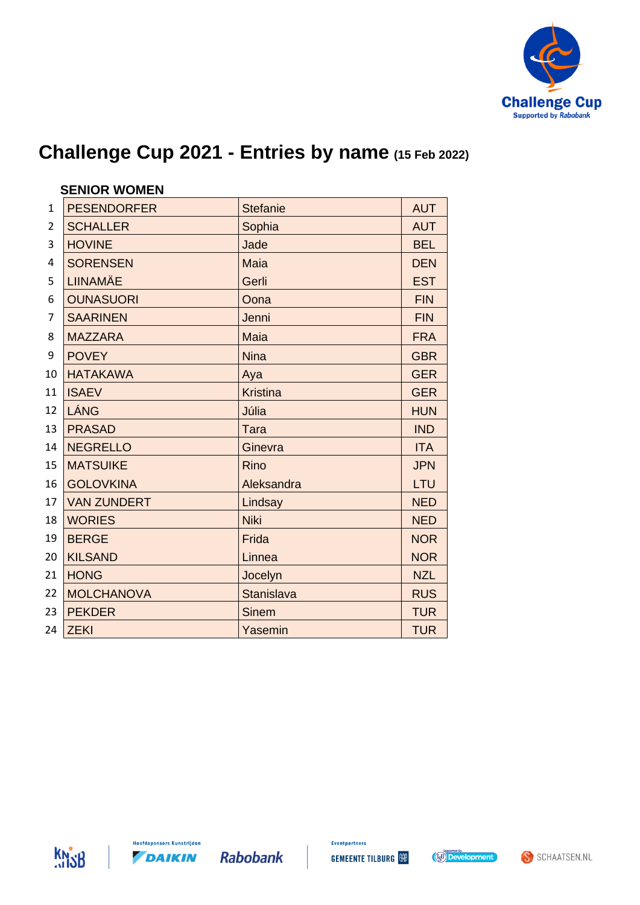# Challenge Cup 2021 - Entries by name (15 Feb 2022)

## SENIOR WOMEN

| # | Surname | Name | Nation |
|---|---|---|---|
| 1 | PESENDORFER | Stefanie | AUT |
| 2 | SCHALLER | Sophia | AUT |
| 3 | HOVINE | Jade | BEL |
| 4 | SORENSEN | Maia | DEN |
| 5 | LIINAMÄE | Gerli | EST |
| 6 | OUNASUORI | Oona | FIN |
| 7 | SAARINEN | Jenni | FIN |
| 8 | MAZZARA | Maia | FRA |
| 9 | POVEY | Nina | GBR |
| 10 | HATAKAWA | Aya | GER |
| 11 | ISAEV | Kristina | GER |
| 12 | LÁNG | Júlia | HUN |
| 13 | PRASAD | Tara | IND |
| 14 | NEGRELLO | Ginevra | ITA |
| 15 | MATSUIKE | Rino | JPN |
| 16 | GOLOVKINA | Aleksandra | LTU |
| 17 | VAN ZUNDERT | Lindsay | NED |
| 18 | WORIES | Niki | NED |
| 19 | BERGE | Frida | NOR |
| 20 | KILSAND | Linnea | NOR |
| 21 | HONG | Jocelyn | NZL |
| 22 | MOLCHANOVA | Stanislava | RUS |
| 23 | PEKDER | Sinem | TUR |
| 24 | ZEKI | Yasemin | TUR |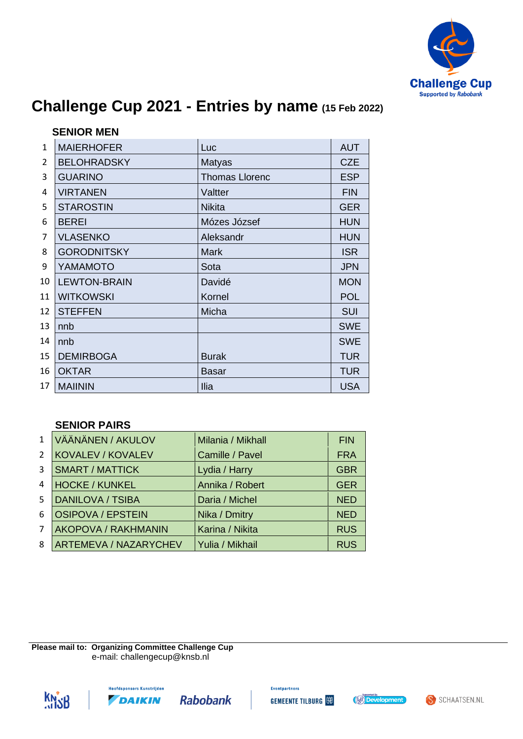Challenge Cup
Supported by Rabobank

# Challenge Cup 2021 - Entries by name (15 Feb 2022)

## SENIOR MEN

| | | | |
|---|---|---|---|
| 1 | MAIERHOFER | Luc | AUT |
| 2 | BELOHRADSKY | Matyas | CZE |
| 3 | GUARINO | Thomas Llorenc | ESP |
| 4 | VIRTANEN | Valtter | FIN |
| 5 | STAROSTIN | Nikita | GER |
| 6 | BEREI | Mózes József | HUN |
| 7 | VLASENKO | Aleksandr | HUN |
| 8 | GORODNITSKY | Mark | ISR |
| 9 | YAMAMOTO | Sota | JPN |
| 10 | LEWTON-BRAIN | Davidé | MON |
| 11 | WITKOWSKI | Kornel | POL |
| 12 | STEFFEN | Micha | SUI |
| 13 | nnb | | SWE |
| 14 | nnb | | SWE |
| 15 | DEMIRBOGA | Burak | TUR |
| 16 | OKTAR | Basar | TUR |
| 17 | MAIININ | Ilia | USA |

## SENIOR PAIRS

| | | | |
|---|---|---|---|
| 1 | VÄÄNÄNEN / AKULOV | Milania / Mikhall | FIN |
| 2 | KOVALEV / KOVALEV | Camille / Pavel | FRA |
| 3 | SMART / MATTICK | Lydia / Harry | GBR |
| 4 | HOCKE / KUNKEL | Annika / Robert | GER |
| 5 | DANILOVA / TSIBA | Daria / Michel | NED |
| 6 | OSIPOVA / EPSTEIN | Nika / Dmitry | NED |
| 7 | AKOPOVA / RAKHMANIN | Karina / Nikita | RUS |
| 8 | ARTEMEVA / NAZARYCHEV | Yulia / Mikhail | RUS |

**Please mail to: Organizing Committee Challenge Cup**
e-mail: challengecup@knsb.nl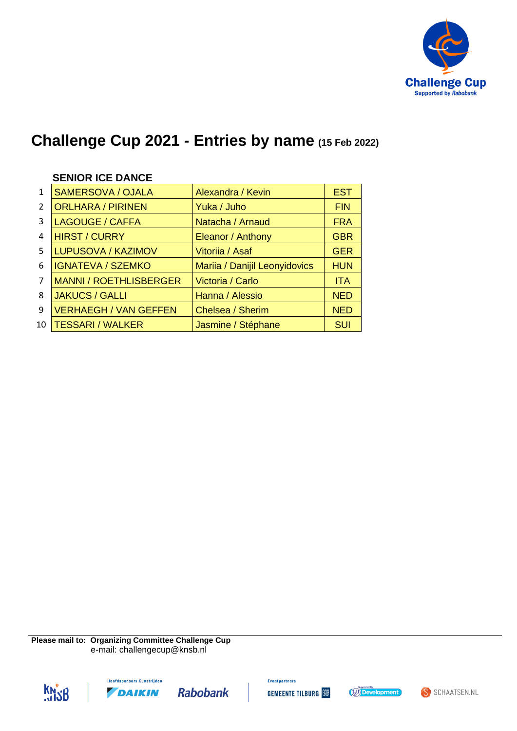# Challenge Cup 2021 - Entries by name (15 Feb 2022)

## SENIOR ICE DANCE

| | | | |
|---|---|---|---|
| 1 | SAMERSOVA / OJALA | Alexandra / Kevin | EST |
| 2 | ORLHARA / PIRINEN | Yuka / Juho | FIN |
| 3 | LAGOUGE / CAFFA | Natacha / Arnaud | FRA |
| 4 | HIRST / CURRY | Eleanor / Anthony | GBR |
| 5 | LUPUSOVA / KAZIMOV | Vitoriia / Asaf | GER |
| 6 | IGNATEVA / SZEMKO | Mariia / Danijil Leonyidovics | HUN |
| 7 | MANNI / ROETHLISBERGER | Victoria / Carlo | ITA |
| 8 | JAKUCS / GALLI | Hanna / Alessio | NED |
| 9 | VERHAEGH / VAN GEFFEN | Chelsea / Sherim | NED |
| 10 | TESSARI / WALKER | Jasmine / Stéphane | SUI |

**Please mail to: Organizing Committee Challenge Cup**
e-mail: challengecup@knsb.nl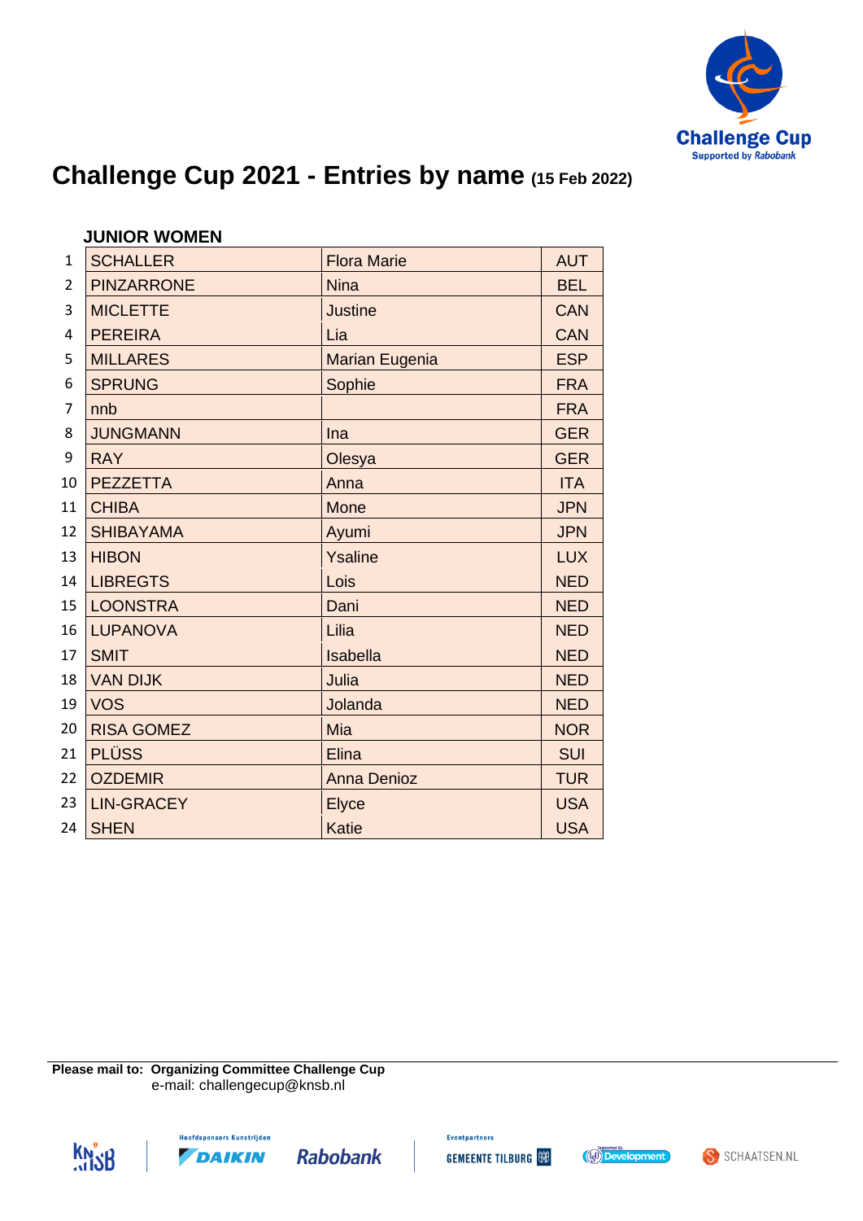# Challenge Cup 2021 - Entries by name (15 Feb 2022)

### JUNIOR WOMEN

| # | Surname | First name | Country |
|---|---|---|---|
| 1 | SCHALLER | Flora Marie | AUT |
| 2 | PINZARRONE | Nina | BEL |
| 3 | MICLETTE | Justine | CAN |
| 4 | PEREIRA | Lia | CAN |
| 5 | MILLARES | Marian Eugenia | ESP |
| 6 | SPRUNG | Sophie | FRA |
| 7 | nnb | | FRA |
| 8 | JUNGMANN | Ina | GER |
| 9 | RAY | Olesya | GER |
| 10 | PEZZETTA | Anna | ITA |
| 11 | CHIBA | Mone | JPN |
| 12 | SHIBAYAMA | Ayumi | JPN |
| 13 | HIBON | Ysaline | LUX |
| 14 | LIBREGTS | Lois | NED |
| 15 | LOONSTRA | Dani | NED |
| 16 | LUPANOVA | Lilia | NED |
| 17 | SMIT | Isabella | NED |
| 18 | VAN DIJK | Julia | NED |
| 19 | VOS | Jolanda | NED |
| 20 | RISA GOMEZ | Mia | NOR |
| 21 | PLÜSS | Elina | SUI |
| 22 | OZDEMIR | Anna Denioz | TUR |
| 23 | LIN-GRACEY | Elyce | USA |
| 24 | SHEN | Katie | USA |

**Please mail to: Organizing Committee Challenge Cup**
e-mail: challengecup@knsb.nl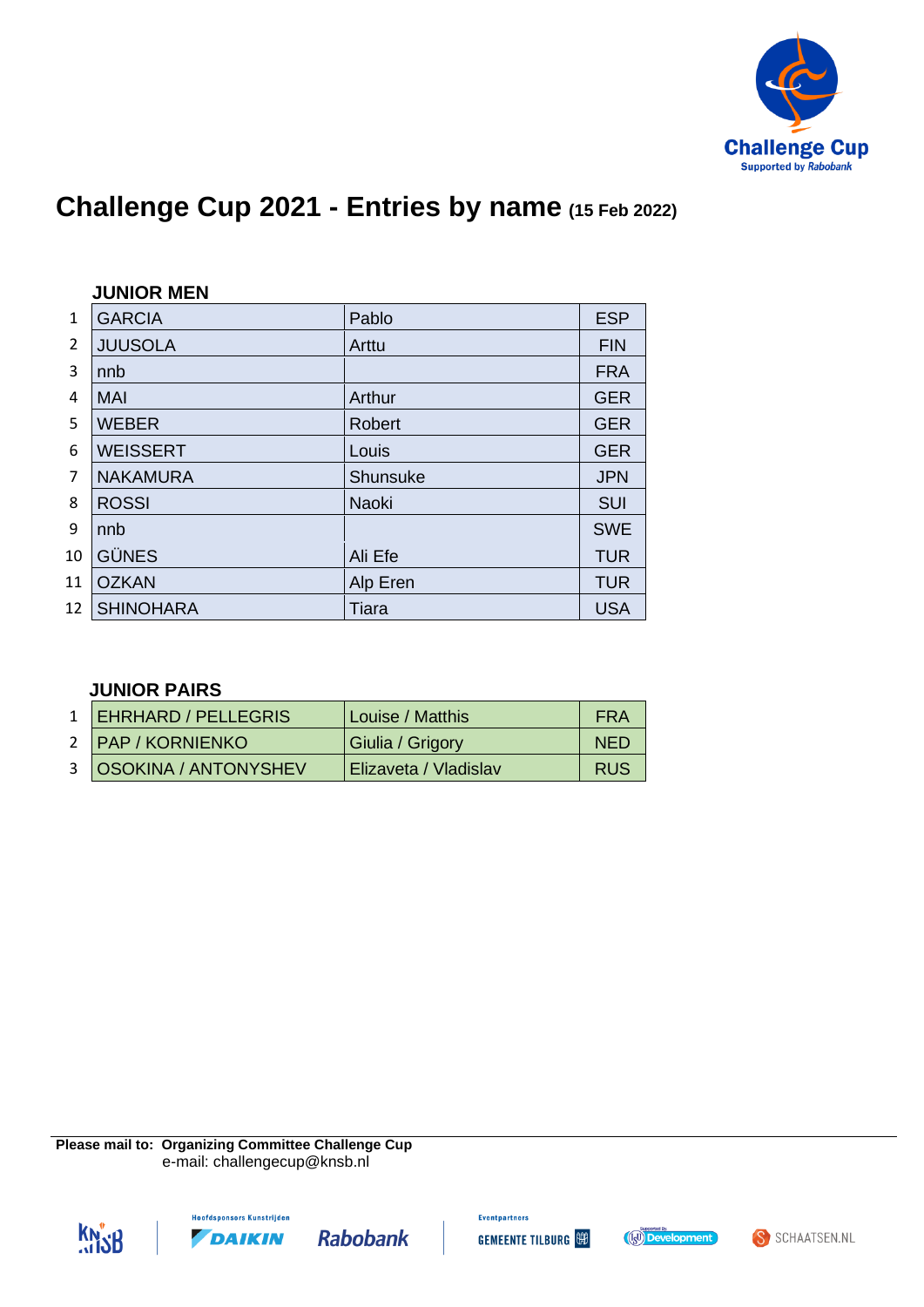# Challenge Cup 2021 - Entries by name (15 Feb 2022)

### JUNIOR MEN

| # | Last name | First name | Country |
|---|---|---|---|
| 1 | GARCIA | Pablo | ESP |
| 2 | JUUSOLA | Arttu | FIN |
| 3 | nnb | | FRA |
| 4 | MAI | Arthur | GER |
| 5 | WEBER | Robert | GER |
| 6 | WEISSERT | Louis | GER |
| 7 | NAKAMURA | Shunsuke | JPN |
| 8 | ROSSI | Naoki | SUI |
| 9 | nnb | | SWE |
| 10 | GÜNES | Ali Efe | TUR |
| 11 | OZKAN | Alp Eren | TUR |
| 12 | SHINOHARA | Tiara | USA |

### JUNIOR PAIRS

| # | Last names | First names | Country |
|---|---|---|---|
| 1 | EHRHARD / PELLEGRIS | Louise / Matthis | FRA |
| 2 | PAP / KORNIENKO | Giulia / Grigory | NED |
| 3 | OSOKINA / ANTONYSHEV | Elizaveta / Vladislav | RUS |

**Please mail to: Organizing Committee Challenge Cup**
e-mail: challengecup@knsb.nl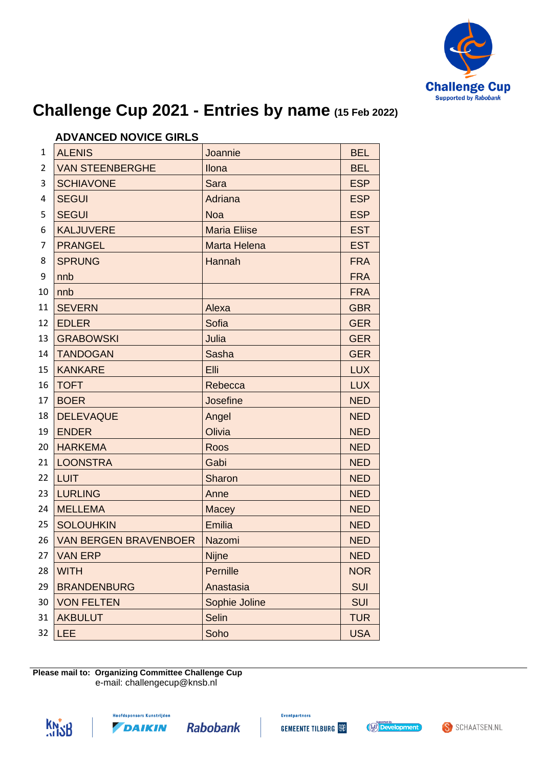# Challenge Cup 2021 - Entries by name (15 Feb 2022)

### ADVANCED NOVICE GIRLS

| # | Name | First name | Country |
|---|---|---|---|
| 1 | ALENIS | Joannie | BEL |
| 2 | VAN STEENBERGHE | Ilona | BEL |
| 3 | SCHIAVONE | Sara | ESP |
| 4 | SEGUI | Adriana | ESP |
| 5 | SEGUI | Noa | ESP |
| 6 | KALJUVERE | Maria Eliise | EST |
| 7 | PRANGEL | Marta Helena | EST |
| 8 | SPRUNG | Hannah | FRA |
| 9 | nnb | | FRA |
| 10 | nnb | | FRA |
| 11 | SEVERN | Alexa | GBR |
| 12 | EDLER | Sofia | GER |
| 13 | GRABOWSKI | Julia | GER |
| 14 | TANDOGAN | Sasha | GER |
| 15 | KANKARE | Elli | LUX |
| 16 | TOFT | Rebecca | LUX |
| 17 | BOER | Josefine | NED |
| 18 | DELEVAQUE | Angel | NED |
| 19 | ENDER | Olivia | NED |
| 20 | HARKEMA | Roos | NED |
| 21 | LOONSTRA | Gabi | NED |
| 22 | LUIT | Sharon | NED |
| 23 | LURLING | Anne | NED |
| 24 | MELLEMA | Macey | NED |
| 25 | SOLOUHKIN | Emilia | NED |
| 26 | VAN BERGEN BRAVENBOER | Nazomi | NED |
| 27 | VAN ERP | Nijne | NED |
| 28 | WITH | Pernille | NOR |
| 29 | BRANDENBURG | Anastasia | SUI |
| 30 | VON FELTEN | Sophie Joline | SUI |
| 31 | AKBULUT | Selin | TUR |
| 32 | LEE | Soho | USA |

**Please mail to: Organizing Committee Challenge Cup**
e-mail: challengecup@knsb.nl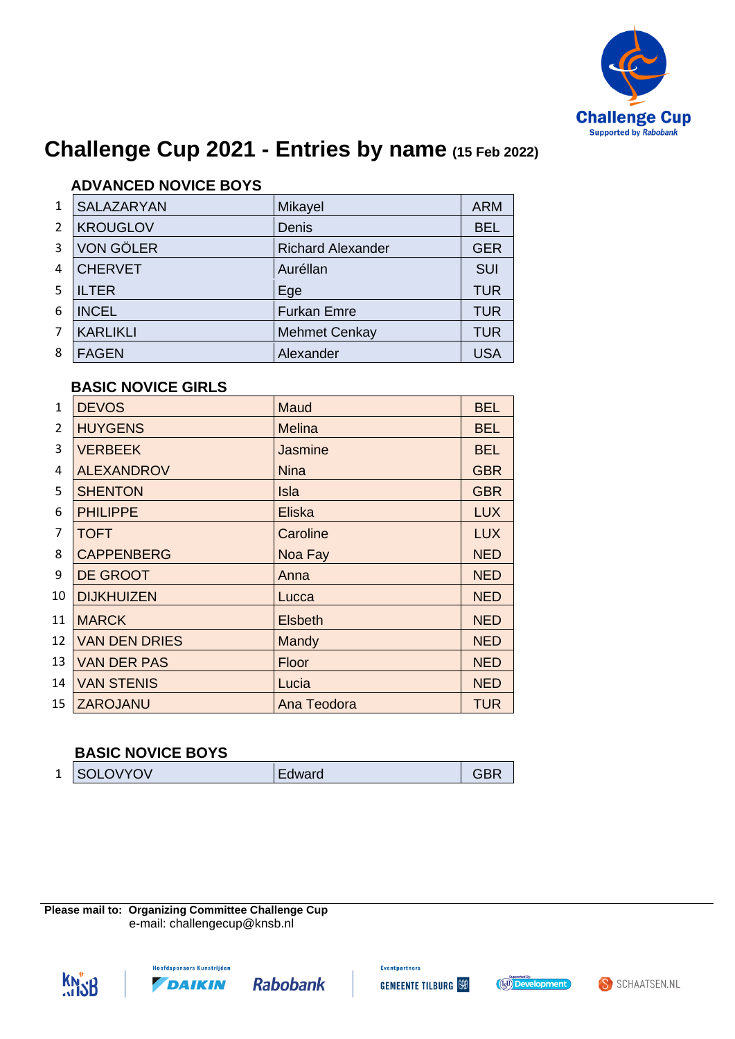# Challenge Cup 2021 - Entries by name (15 Feb 2022)

### ADVANCED NOVICE BOYS

| | | | |
|---|---|---|---|
| 1 | SALAZARYAN | Mikayel | ARM |
| 2 | KROUGLOV | Denis | BEL |
| 3 | VON GÖLER | Richard Alexander | GER |
| 4 | CHERVET | Auréllan | SUI |
| 5 | ILTER | Ege | TUR |
| 6 | INCEL | Furkan Emre | TUR |
| 7 | KARLIKLI | Mehmet Cenkay | TUR |
| 8 | FAGEN | Alexander | USA |

### BASIC NOVICE GIRLS

| | | | |
|---|---|---|---|
| 1 | DEVOS | Maud | BEL |
| 2 | HUYGENS | Melina | BEL |
| 3 | VERBEEK | Jasmine | BEL |
| 4 | ALEXANDROV | Nina | GBR |
| 5 | SHENTON | Isla | GBR |
| 6 | PHILIPPE | Eliska | LUX |
| 7 | TOFT | Caroline | LUX |
| 8 | CAPPENBERG | Noa Fay | NED |
| 9 | DE GROOT | Anna | NED |
| 10 | DIJKHUIZEN | Lucca | NED |
| 11 | MARCK | Elsbeth | NED |
| 12 | VAN DEN DRIES | Mandy | NED |
| 13 | VAN DER PAS | Floor | NED |
| 14 | VAN STENIS | Lucia | NED |
| 15 | ZAROJANU | Ana Teodora | TUR |

### BASIC NOVICE BOYS

| | | | |
|---|---|---|---|
| 1 | SOLOVYOV | Edward | GBR |

**Please mail to: Organizing Committee Challenge Cup**
e-mail: challengecup@knsb.nl